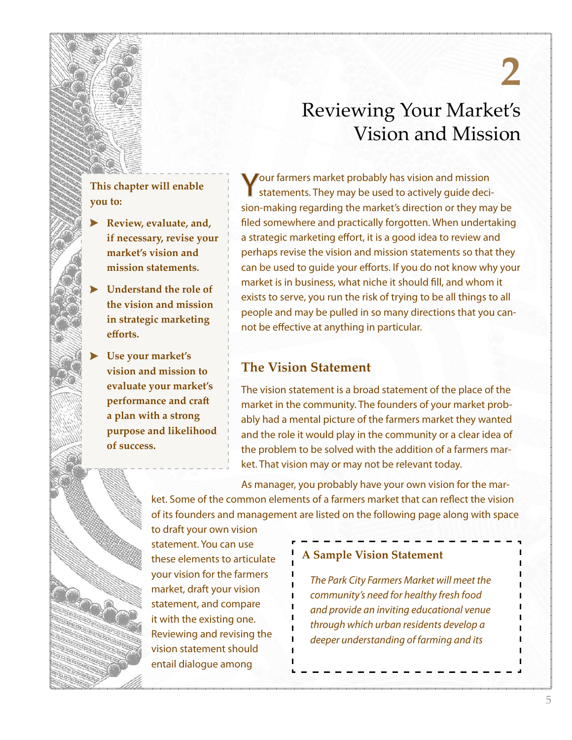# 2

# Reviewing Your Market's Vision and Mission

**This chapter will enable you to:**

- **Review, evaluate, and, if necessary, revise your market's vision and mission statements.**
- **Understand the role of the vision and mission in strategic marketing efforts.**
- **Use your market's vision and mission to evaluate your market's performance and craft a plan with a strong purpose and likelihood of success.**

Your farmers market probably has vision and mission statements. They may be used to actively guide decision-making regarding the market's direction or they may be filed somewhere and practically forgotten. When undertaking a strategic marketing effort, it is a good idea to review and perhaps revise the vision and mission statements so that they can be used to guide your efforts. If you do not know why your market is in business, what niche it should fill, and whom it exists to serve, you run the risk of trying to be all things to all people and may be pulled in so many directions that you cannot be effective at anything in particular.

## The Vision Statement

The vision statement is a broad statement of the place of the market in the community. The founders of your market probably had a mental picture of the farmers market they wanted and the role it would play in the community or a clear idea of the problem to be solved with the addition of a farmers market. That vision may or may not be relevant today.

As manager, you probably have your own vision for the market. Some of the common elements of a farmers market that can reflect the vision of its founders and management are listed on the following page along with space to draft your own vision statement. You can use these elements to articulate your vision for the farmers market, draft your vision statement, and compare it with the existing one. Reviewing and revising the vision statement should entail dialogue among

**A Sample Vision Statement**

*The Park City Farmers Market will meet the community's need for healthy fresh food and provide an inviting educational venue through which urban residents develop a deeper understanding of farming and its*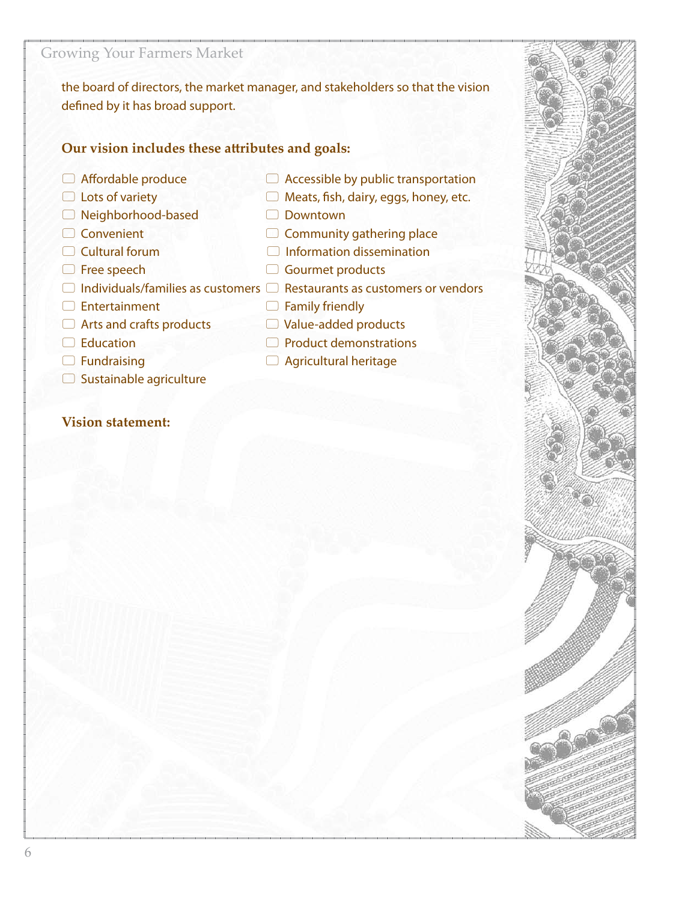the board of directors, the market manager, and stakeholders so that the vision defined by it has broad support.

**Our vision includes these attributes and goals:**

- ☐ Affordable produce
- ☐ Lots of variety
- ☐ Neighborhood-based
- ☐ Convenient
- ☐ Cultural forum
- ☐ Free speech
- ☐ Individuals/families as customers
- ☐ Entertainment
- ☐ Arts and crafts products
- ☐ Education
- ☐ Fundraising
- ☐ Sustainable agriculture
- ☐ Accessible by public transportation
- ☐ Meats, fish, dairy, eggs, honey, etc.
- ☐ Downtown
- ☐ Community gathering place
- ☐ Information dissemination
- ☐ Gourmet products
- ☐ Restaurants as customers or vendors
- ☐ Family friendly
- ☐ Value-added products
- ☐ Product demonstrations
- ☐ Agricultural heritage

**Vision statement:**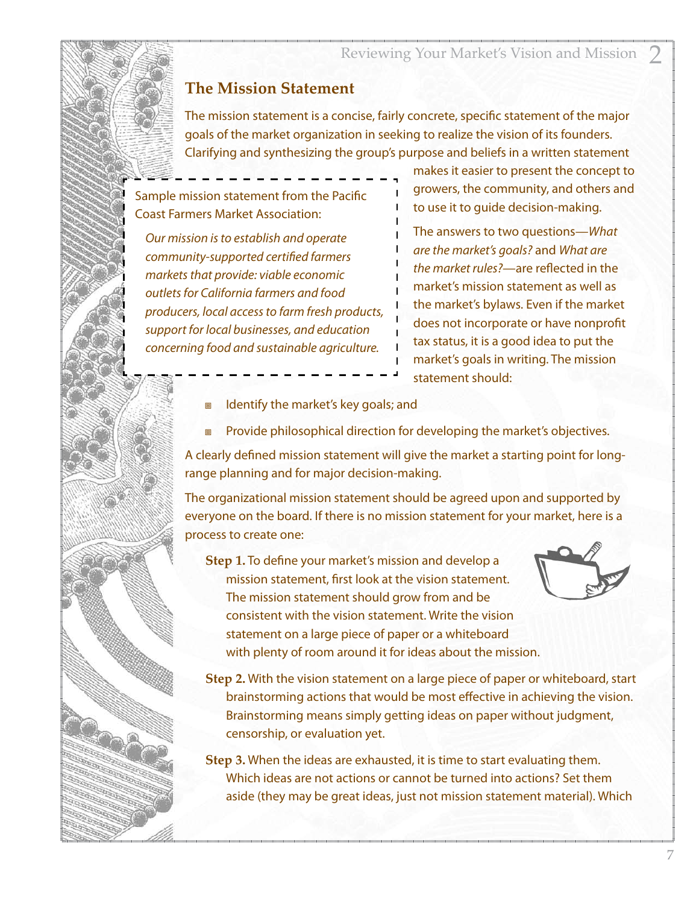## The Mission Statement

The mission statement is a concise, fairly concrete, specific statement of the major goals of the market organization in seeking to realize the vision of its founders. Clarifying and synthesizing the group's purpose and beliefs in a written statement makes it easier to present the concept to growers, the community, and others and to use it to guide decision-making.

> Sample mission statement from the Pacific Coast Farmers Market Association:
>
> *Our mission is to establish and operate community-supported certified farmers markets that provide: viable economic outlets for California farmers and food producers, local access to farm fresh products, support for local businesses, and education concerning food and sustainable agriculture.*

The answers to two questions—*What are the market's goals?* and *What are the market rules?*—are reflected in the market's mission statement as well as the market's bylaws. Even if the market does not incorporate or have nonprofit tax status, it is a good idea to put the market's goals in writing. The mission statement should:

- Identify the market's key goals; and
- Provide philosophical direction for developing the market's objectives.

A clearly defined mission statement will give the market a starting point for long-range planning and for major decision-making.

The organizational mission statement should be agreed upon and supported by everyone on the board. If there is no mission statement for your market, here is a process to create one:

**Step 1.** To define your market's mission and develop a mission statement, first look at the vision statement. The mission statement should grow from and be consistent with the vision statement. Write the vision statement on a large piece of paper or a whiteboard with plenty of room around it for ideas about the mission.

**Step 2.** With the vision statement on a large piece of paper or whiteboard, start brainstorming actions that would be most effective in achieving the vision. Brainstorming means simply getting ideas on paper without judgment, censorship, or evaluation yet.

**Step 3.** When the ideas are exhausted, it is time to start evaluating them. Which ideas are not actions or cannot be turned into actions? Set them aside (they may be great ideas, just not mission statement material). Which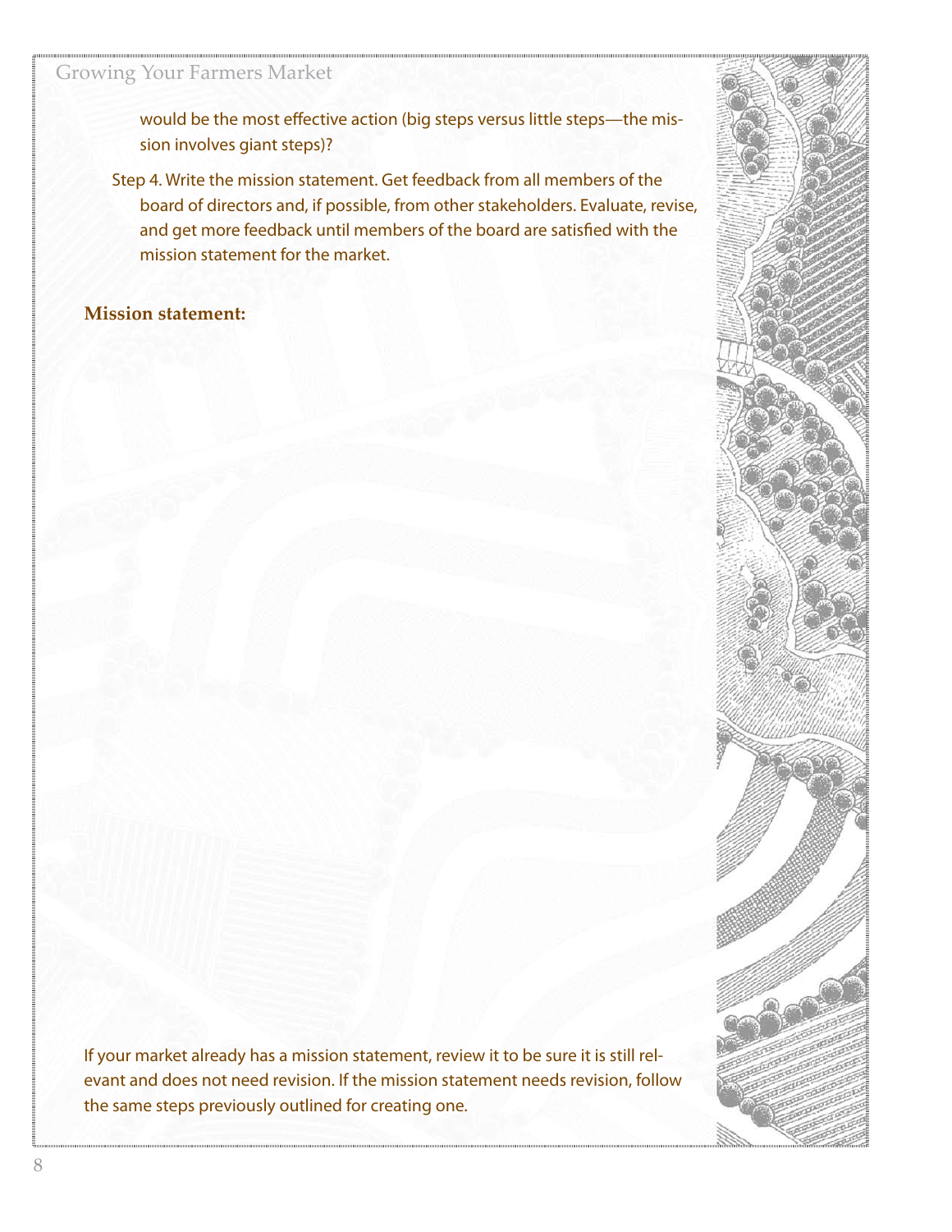would be the most effective action (big steps versus little steps—the mission involves giant steps)?

Step 4. Write the mission statement. Get feedback from all members of the board of directors and, if possible, from other stakeholders. Evaluate, revise, and get more feedback until members of the board are satisfied with the mission statement for the market.

**Mission statement:**

If your market already has a mission statement, review it to be sure it is still relevant and does not need revision. If the mission statement needs revision, follow the same steps previously outlined for creating one.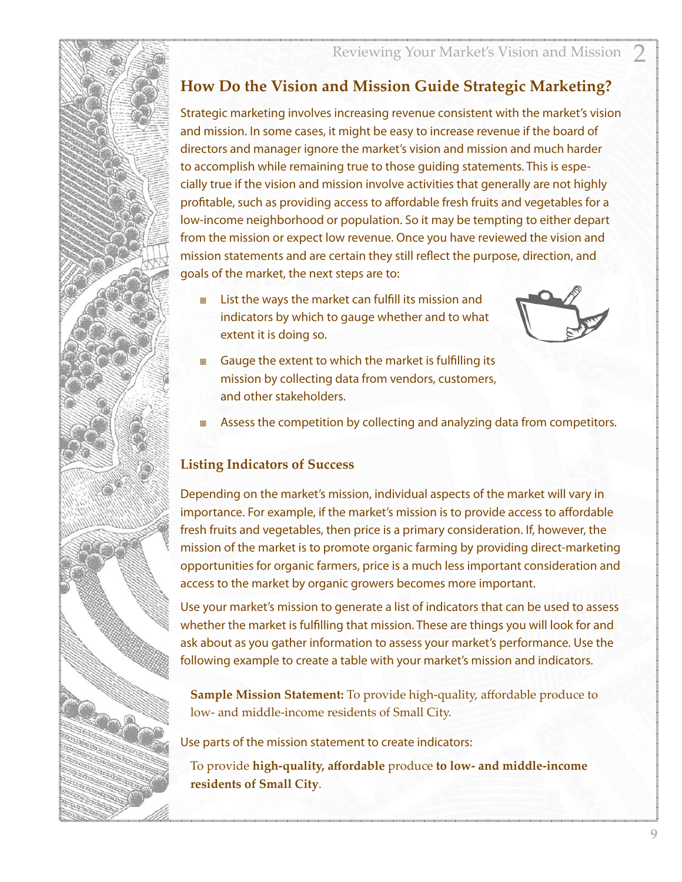## How Do the Vision and Mission Guide Strategic Marketing?

Strategic marketing involves increasing revenue consistent with the market's vision and mission. In some cases, it might be easy to increase revenue if the board of directors and manager ignore the market's vision and mission and much harder to accomplish while remaining true to those guiding statements. This is especially true if the vision and mission involve activities that generally are not highly profitable, such as providing access to affordable fresh fruits and vegetables for a low-income neighborhood or population. So it may be tempting to either depart from the mission or expect low revenue. Once you have reviewed the vision and mission statements and are certain they still reflect the purpose, direction, and goals of the market, the next steps are to:

- List the ways the market can fulfill its mission and indicators by which to gauge whether and to what extent it is doing so.
- Gauge the extent to which the market is fulfilling its mission by collecting data from vendors, customers, and other stakeholders.
- Assess the competition by collecting and analyzing data from competitors.

### Listing Indicators of Success

Depending on the market's mission, individual aspects of the market will vary in importance. For example, if the market's mission is to provide access to affordable fresh fruits and vegetables, then price is a primary consideration. If, however, the mission of the market is to promote organic farming by providing direct-marketing opportunities for organic farmers, price is a much less important consideration and access to the market by organic growers becomes more important.

Use your market's mission to generate a list of indicators that can be used to assess whether the market is fulfilling that mission. These are things you will look for and ask about as you gather information to assess your market's performance. Use the following example to create a table with your market's mission and indicators.

**Sample Mission Statement:** To provide high-quality, affordable produce to low- and middle-income residents of Small City.

Use parts of the mission statement to create indicators:

To provide **high-quality, affordable** produce **to low- and middle-income residents of Small City**.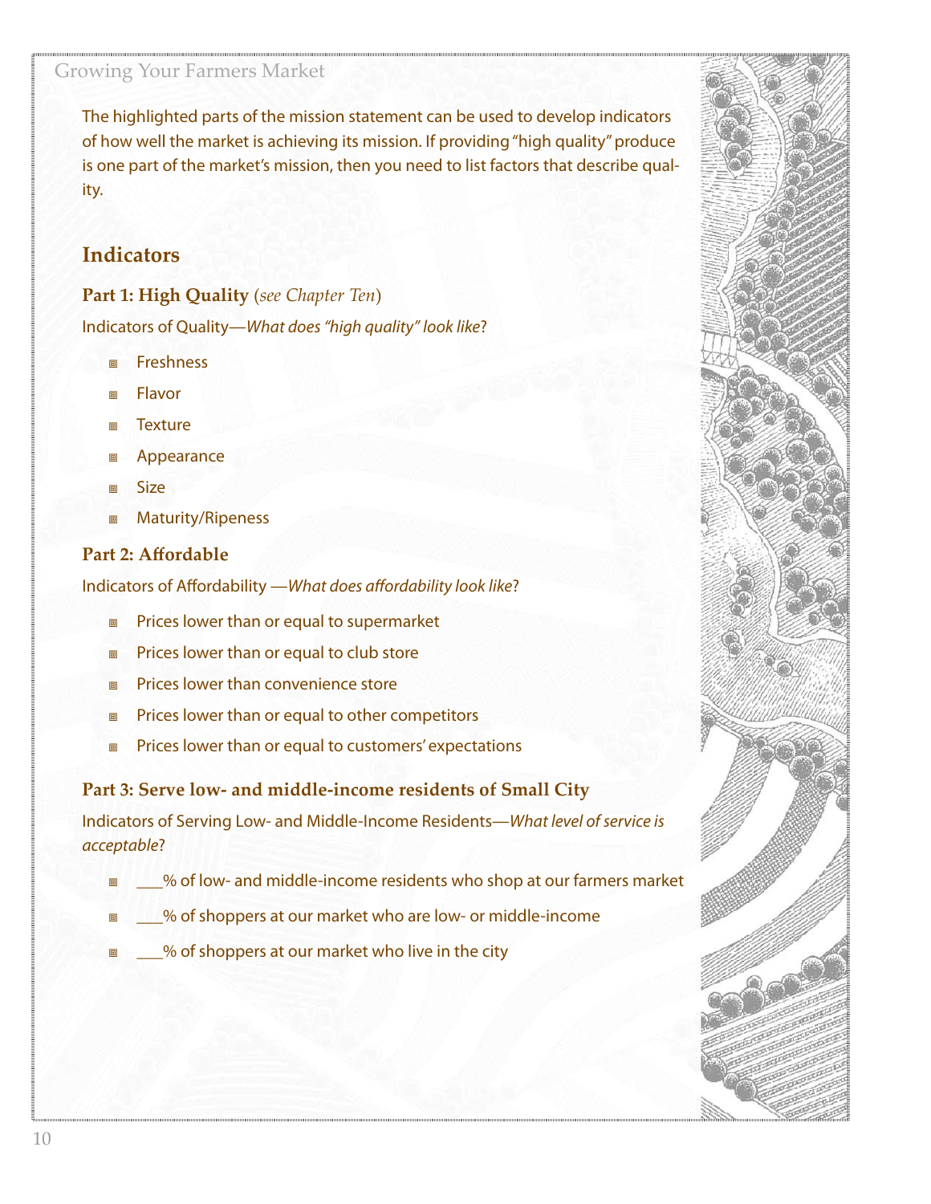The highlighted parts of the mission statement can be used to develop indicators of how well the market is achieving its mission. If providing "high quality" produce is one part of the market's mission, then you need to list factors that describe quality.

## Indicators

### Part 1: High Quality (*see Chapter Ten*)

Indicators of Quality—*What does "high quality" look like*?

- Freshness
- Flavor
- Texture
- Appearance
- Size
- Maturity/Ripeness

### Part 2: Affordable

Indicators of Affordability —*What does affordability look like*?

- Prices lower than or equal to supermarket
- Prices lower than or equal to club store
- Prices lower than convenience store
- Prices lower than or equal to other competitors
- Prices lower than or equal to customers' expectations

### Part 3: Serve low- and middle-income residents of Small City

Indicators of Serving Low- and Middle-Income Residents—*What level of service is acceptable*?

- ___% of low- and middle-income residents who shop at our farmers market
- ___% of shoppers at our market who are low- or middle-income
- ___% of shoppers at our market who live in the city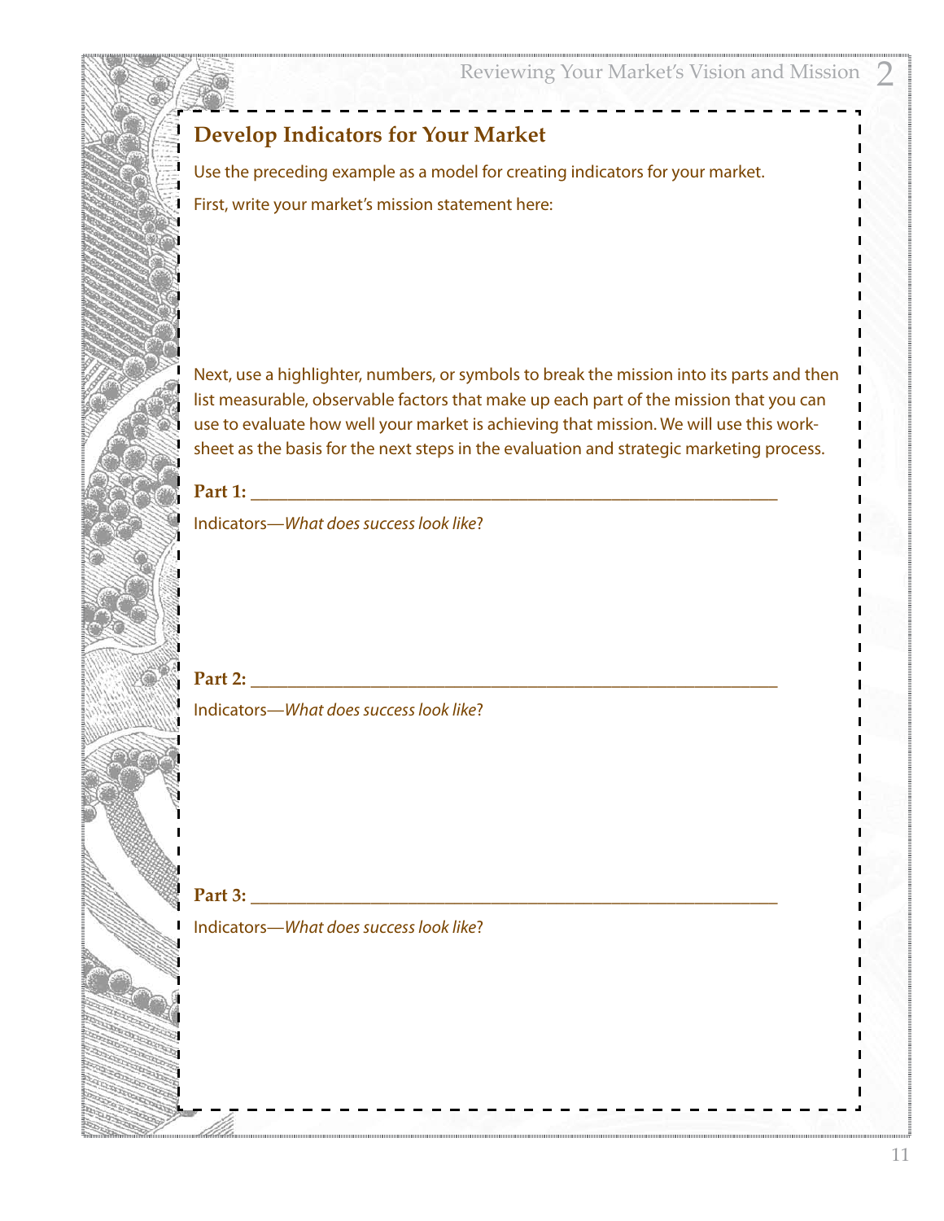## Develop Indicators for Your Market

Use the preceding example as a model for creating indicators for your market.

First, write your market's mission statement here:

Next, use a highlighter, numbers, or symbols to break the mission into its parts and then list measurable, observable factors that make up each part of the mission that you can use to evaluate how well your market is achieving that mission. We will use this worksheet as the basis for the next steps in the evaluation and strategic marketing process.

**Part 1:** ___________________________________________________________

Indicators—*What does success look like*?

**Part 2:** ___________________________________________________________

Indicators—*What does success look like*?

**Part 3:** ___________________________________________________________

Indicators—*What does success look like*?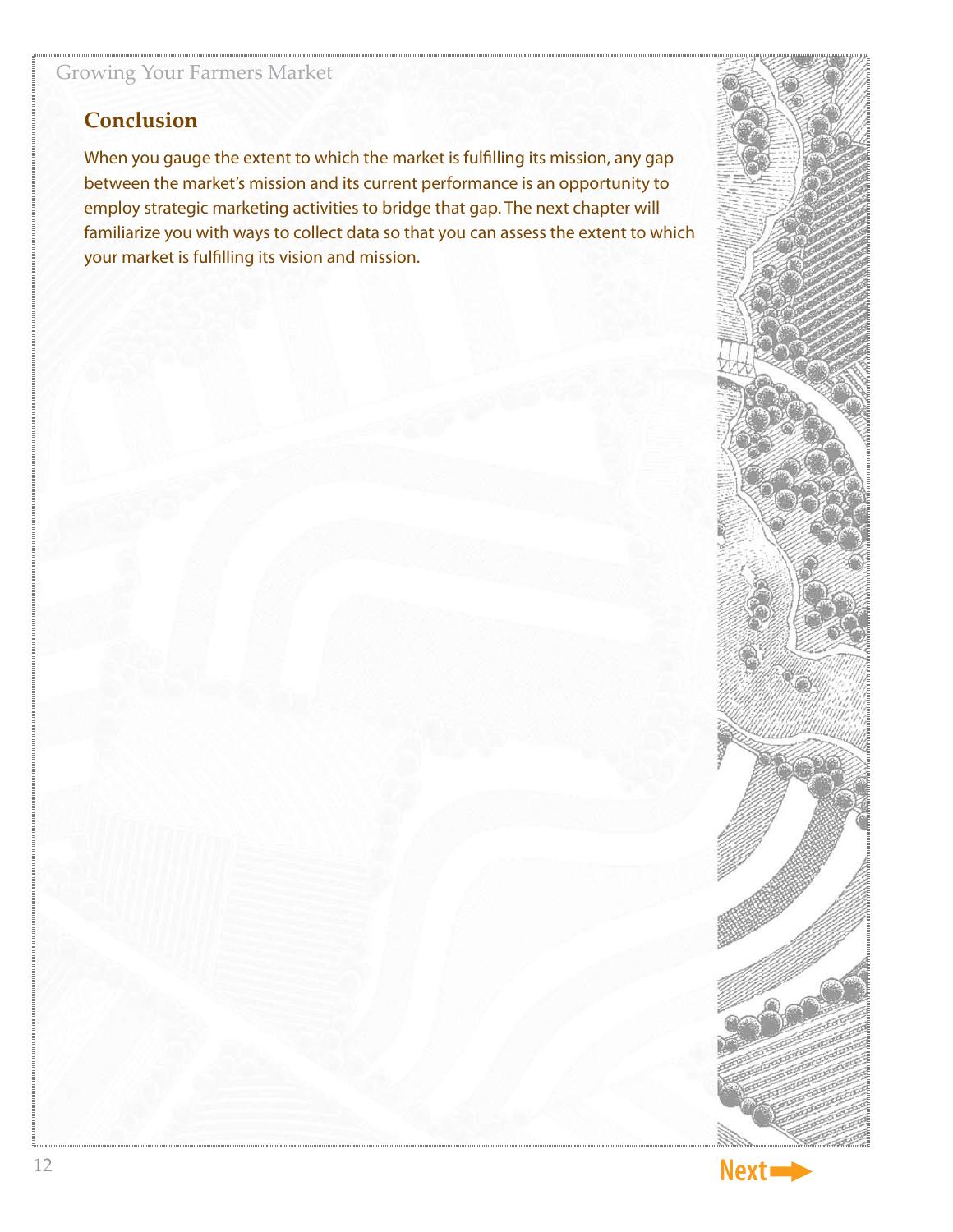## Conclusion

When you gauge the extent to which the market is fulfilling its mission, any gap between the market's mission and its current performance is an opportunity to employ strategic marketing activities to bridge that gap. The next chapter will familiarize you with ways to collect data so that you can assess the extent to which your market is fulfilling its vision and mission.